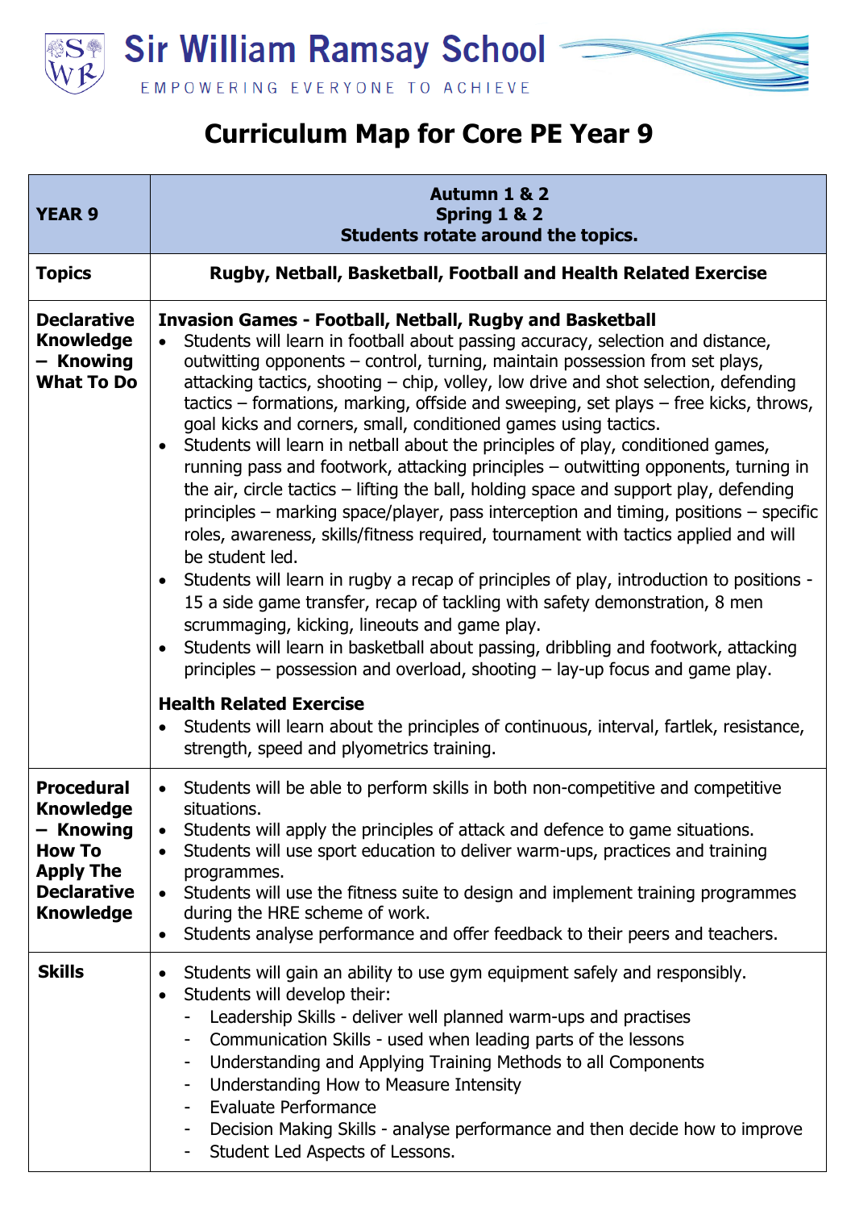# Sir William Ramsay School

EMPOWERING EVERYONE TO ACHIEVE

## Curriculum Map for Core PE Year 9

| YEAR 9 | Autumn 1 & 2<br>Spring 1 & 2<br>Students rotate around the topics. |
|---|---|
| **Topics** | **Rugby, Netball, Basketball, Football and Health Related Exercise** |
| **Declarative Knowledge – Knowing What To Do** | **Invasion Games - Football, Netball, Rugby and Basketball**<br>• Students will learn in football about passing accuracy, selection and distance, outwitting opponents – control, turning, maintain possession from set plays, attacking tactics, shooting – chip, volley, low drive and shot selection, defending tactics – formations, marking, offside and sweeping, set plays – free kicks, throws, goal kicks and corners, small, conditioned games using tactics.<br>• Students will learn in netball about the principles of play, conditioned games, running pass and footwork, attacking principles – outwitting opponents, turning in the air, circle tactics – lifting the ball, holding space and support play, defending principles – marking space/player, pass interception and timing, positions – specific roles, awareness, skills/fitness required, tournament with tactics applied and will be student led.<br>• Students will learn in rugby a recap of principles of play, introduction to positions - 15 a side game transfer, recap of tackling with safety demonstration, 8 men scrummaging, kicking, lineouts and game play.<br>• Students will learn in basketball about passing, dribbling and footwork, attacking principles – possession and overload, shooting – lay-up focus and game play.<br><br>**Health Related Exercise**<br>• Students will learn about the principles of continuous, interval, fartlek, resistance, strength, speed and plyometrics training. |
| **Procedural Knowledge – Knowing How To Apply The Declarative Knowledge** | • Students will be able to perform skills in both non-competitive and competitive situations.<br>• Students will apply the principles of attack and defence to game situations.<br>• Students will use sport education to deliver warm-ups, practices and training programmes.<br>• Students will use the fitness suite to design and implement training programmes during the HRE scheme of work.<br>• Students analyse performance and offer feedback to their peers and teachers. |
| **Skills** | • Students will gain an ability to use gym equipment safely and responsibly.<br>• Students will develop their:<br>- Leadership Skills - deliver well planned warm-ups and practises<br>- Communication Skills - used when leading parts of the lessons<br>- Understanding and Applying Training Methods to all Components<br>- Understanding How to Measure Intensity<br>- Evaluate Performance<br>- Decision Making Skills - analyse performance and then decide how to improve<br>- Student Led Aspects of Lessons. |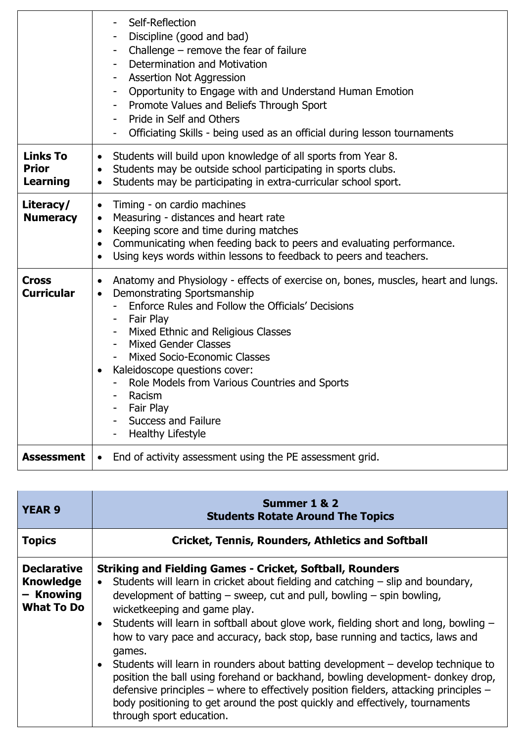| | |
|---|---|
| | - Self-Reflection<br>- Discipline (good and bad)<br>- Challenge – remove the fear of failure<br>- Determination and Motivation<br>- Assertion Not Aggression<br>- Opportunity to Engage with and Understand Human Emotion<br>- Promote Values and Beliefs Through Sport<br>- Pride in Self and Others<br>- Officiating Skills - being used as an official during lesson tournaments |
| **Links To Prior Learning** | • Students will build upon knowledge of all sports from Year 8.<br>• Students may be outside school participating in sports clubs.<br>• Students may be participating in extra-curricular school sport. |
| **Literacy/ Numeracy** | • Timing - on cardio machines<br>• Measuring - distances and heart rate<br>• Keeping score and time during matches<br>• Communicating when feeding back to peers and evaluating performance.<br>• Using keys words within lessons to feedback to peers and teachers. |
| **Cross Curricular** | • Anatomy and Physiology - effects of exercise on, bones, muscles, heart and lungs.<br>• Demonstrating Sportsmanship<br>- Enforce Rules and Follow the Officials' Decisions<br>- Fair Play<br>- Mixed Ethnic and Religious Classes<br>- Mixed Gender Classes<br>- Mixed Socio-Economic Classes<br>• Kaleidoscope questions cover:<br>- Role Models from Various Countries and Sports<br>- Racism<br>- Fair Play<br>- Success and Failure<br>- Healthy Lifestyle |
| **Assessment** | • End of activity assessment using the PE assessment grid. |

| **YEAR 9** | **Summer 1 & 2**<br>**Students Rotate Around The Topics** |
|---|---|
| **Topics** | **Cricket, Tennis, Rounders, Athletics and Softball** |
| **Declarative Knowledge – Knowing What To Do** | **Striking and Fielding Games - Cricket, Softball, Rounders**<br>• Students will learn in cricket about fielding and catching – slip and boundary, development of batting – sweep, cut and pull, bowling – spin bowling, wicketkeeping and game play.<br>• Students will learn in softball about glove work, fielding short and long, bowling – how to vary pace and accuracy, back stop, base running and tactics, laws and games.<br>• Students will learn in rounders about batting development – develop technique to position the ball using forehand or backhand, bowling development- donkey drop, defensive principles – where to effectively position fielders, attacking principles – body positioning to get around the post quickly and effectively, tournaments through sport education. |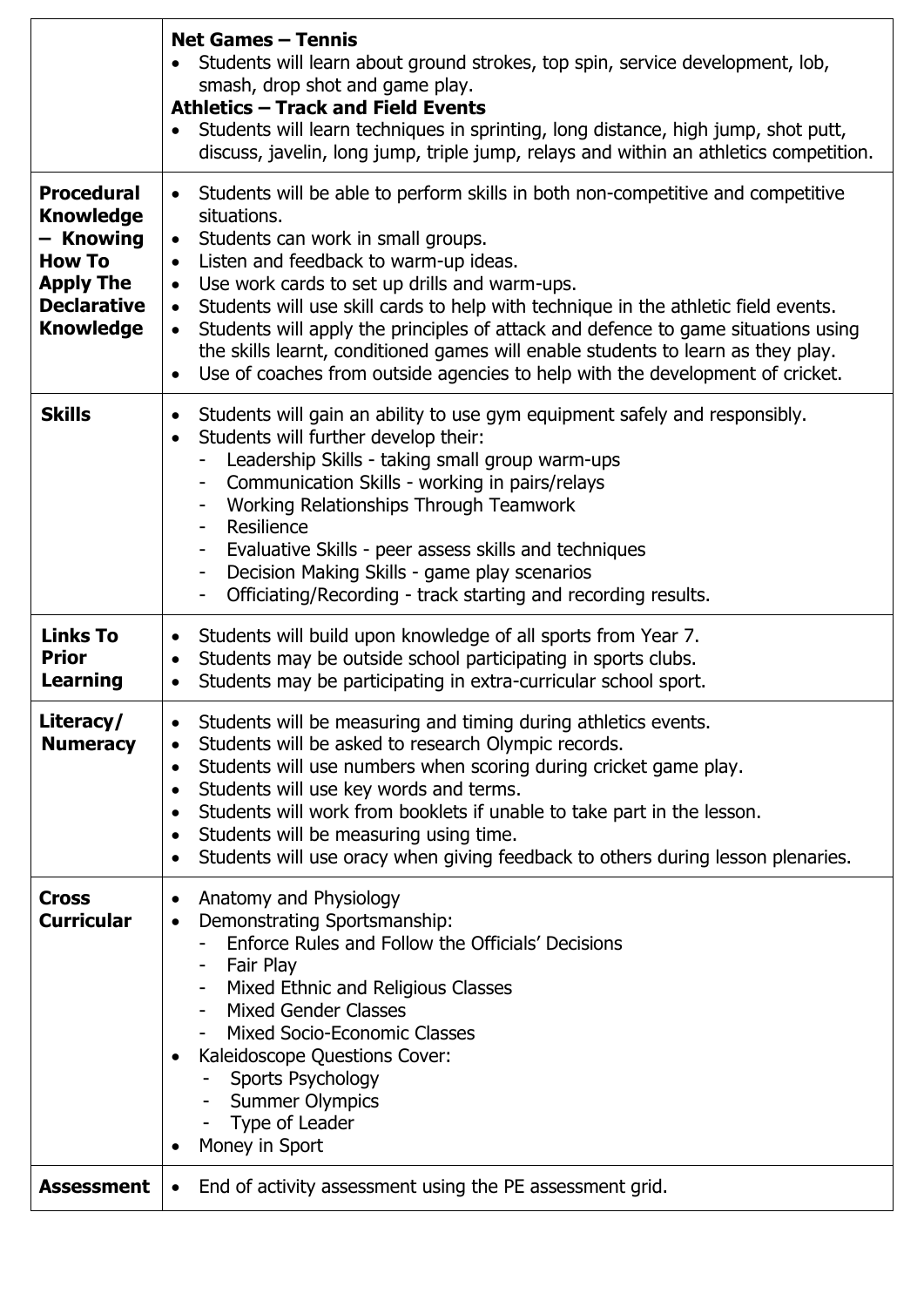| | |
|---|---|
| | **Net Games – Tennis**<br>• Students will learn about ground strokes, top spin, service development, lob, smash, drop shot and game play.<br>**Athletics – Track and Field Events**<br>• Students will learn techniques in sprinting, long distance, high jump, shot putt, discuss, javelin, long jump, triple jump, relays and within an athletics competition. |
| **Procedural Knowledge – Knowing How To Apply The Declarative Knowledge** | • Students will be able to perform skills in both non-competitive and competitive situations.<br>• Students can work in small groups.<br>• Listen and feedback to warm-up ideas.<br>• Use work cards to set up drills and warm-ups.<br>• Students will use skill cards to help with technique in the athletic field events.<br>• Students will apply the principles of attack and defence to game situations using the skills learnt, conditioned games will enable students to learn as they play.<br>• Use of coaches from outside agencies to help with the development of cricket. |
| **Skills** | • Students will gain an ability to use gym equipment safely and responsibly.<br>• Students will further develop their:<br>- Leadership Skills - taking small group warm-ups<br>- Communication Skills - working in pairs/relays<br>- Working Relationships Through Teamwork<br>- Resilience<br>- Evaluative Skills - peer assess skills and techniques<br>- Decision Making Skills - game play scenarios<br>- Officiating/Recording - track starting and recording results. |
| **Links To Prior Learning** | • Students will build upon knowledge of all sports from Year 7.<br>• Students may be outside school participating in sports clubs.<br>• Students may be participating in extra-curricular school sport. |
| **Literacy/ Numeracy** | • Students will be measuring and timing during athletics events.<br>• Students will be asked to research Olympic records.<br>• Students will use numbers when scoring during cricket game play.<br>• Students will use key words and terms.<br>• Students will work from booklets if unable to take part in the lesson.<br>• Students will be measuring using time.<br>• Students will use oracy when giving feedback to others during lesson plenaries. |
| **Cross Curricular** | • Anatomy and Physiology<br>• Demonstrating Sportsmanship:<br>- Enforce Rules and Follow the Officials' Decisions<br>- Fair Play<br>- Mixed Ethnic and Religious Classes<br>- Mixed Gender Classes<br>- Mixed Socio-Economic Classes<br>• Kaleidoscope Questions Cover:<br>- Sports Psychology<br>- Summer Olympics<br>- Type of Leader<br>• Money in Sport |
| **Assessment** | • End of activity assessment using the PE assessment grid. |